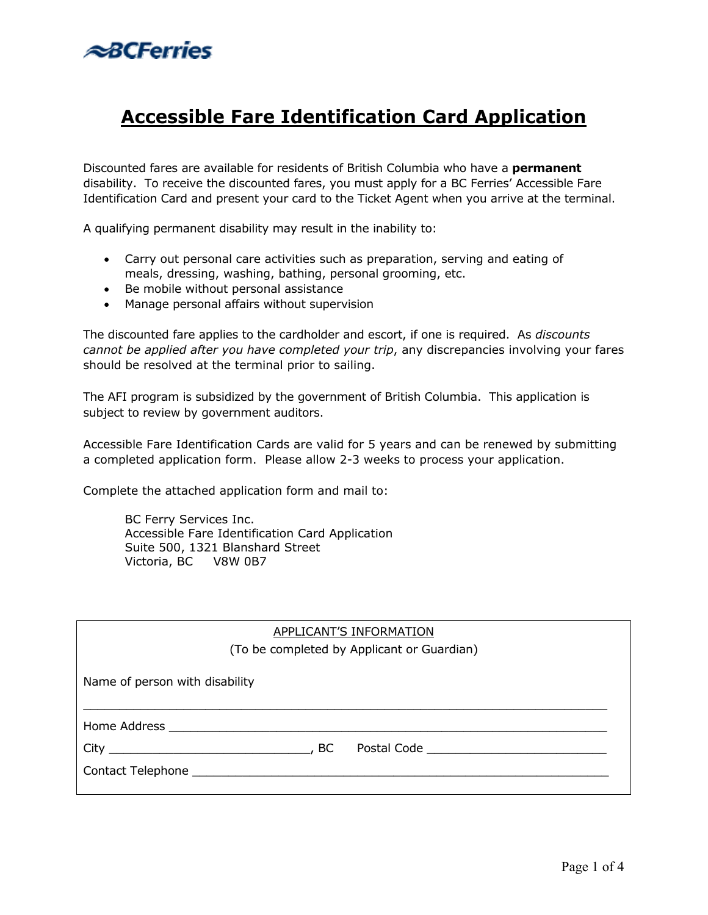BCFerries

# Accessible Fare Identification Card Application

Discounted fares are available for residents of British Columbia who have a **permanent** disability. To receive the discounted fares, you must apply for a BC Ferries' Accessible Fare Identification Card and present your card to the Ticket Agent when you arrive at the terminal.

A qualifying permanent disability may result in the inability to:

- Carry out personal care activities such as preparation, serving and eating of meals, dressing, washing, bathing, personal grooming, etc.
- Be mobile without personal assistance
- Manage personal affairs without supervision

The discounted fare applies to the cardholder and escort, if one is required. As *discounts cannot be applied after you have completed your trip*, any discrepancies involving your fares should be resolved at the terminal prior to sailing.

The AFI program is subsidized by the government of British Columbia. This application is subject to review by government auditors.

Accessible Fare Identification Cards are valid for 5 years and can be renewed by submitting a completed application form. Please allow 2-3 weeks to process your application.

Complete the attached application form and mail to:

BC Ferry Services Inc.
Accessible Fare Identification Card Application
Suite 500, 1321 Blanshard Street
Victoria, BC V8W 0B7

APPLICANT'S INFORMATION
(To be completed by Applicant or Guardian)

Name of person with disability

_______________________________________________

Home Address _______________________________________________

City ____________________, BC Postal Code ____________________

Contact Telephone _______________________________________________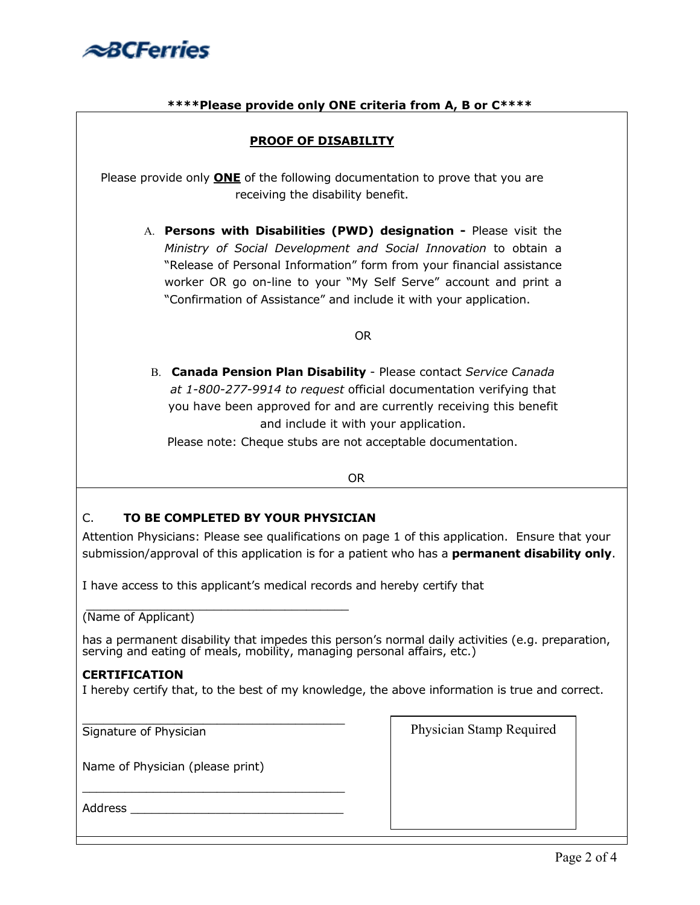BCFerries

**\*\*\*\*Please provide only ONE criteria from A, B or C\*\*\*\***

## PROOF OF DISABILITY

Please provide only **ONE** of the following documentation to prove that you are receiving the disability benefit.

A. **Persons with Disabilities (PWD) designation -** Please visit the *Ministry of Social Development and Social Innovation* to obtain a "Release of Personal Information" form from your financial assistance worker OR go on-line to your "My Self Serve" account and print a "Confirmation of Assistance" and include it with your application.

OR

B. **Canada Pension Plan Disability** - Please contact *Service Canada at 1-800-277-9914 to request* official documentation verifying that you have been approved for and are currently receiving this benefit and include it with your application.
Please note: Cheque stubs are not acceptable documentation.

OR

### C. TO BE COMPLETED BY YOUR PHYSICIAN

Attention Physicians: Please see qualifications on page 1 of this application. Ensure that your submission/approval of this application is for a patient who has a **permanent disability only**.

I have access to this applicant's medical records and hereby certify that

\_\_\_\_\_\_\_\_\_\_\_\_\_\_\_\_\_\_\_\_\_\_\_\_\_\_\_\_\_\_\_\_\_\_\_\_\_\_\_
(Name of Applicant)

has a permanent disability that impedes this person's normal daily activities (e.g. preparation, serving and eating of meals, mobility, managing personal affairs, etc.)

**CERTIFICATION**
I hereby certify that, to the best of my knowledge, the above information is true and correct.

\_\_\_\_\_\_\_\_\_\_\_\_\_\_\_\_\_\_\_\_\_\_\_\_\_\_\_\_\_\_\_\_\_\_\_\_\_\_\_
Signature of Physician

Name of Physician (please print)

\_\_\_\_\_\_\_\_\_\_\_\_\_\_\_\_\_\_\_\_\_\_\_\_\_\_\_\_\_\_\_\_\_\_\_\_\_\_\_

Address \_\_\_\_\_\_\_\_\_\_\_\_\_\_\_\_\_\_\_\_\_\_\_\_\_\_\_\_\_\_\_\_

Physician Stamp Required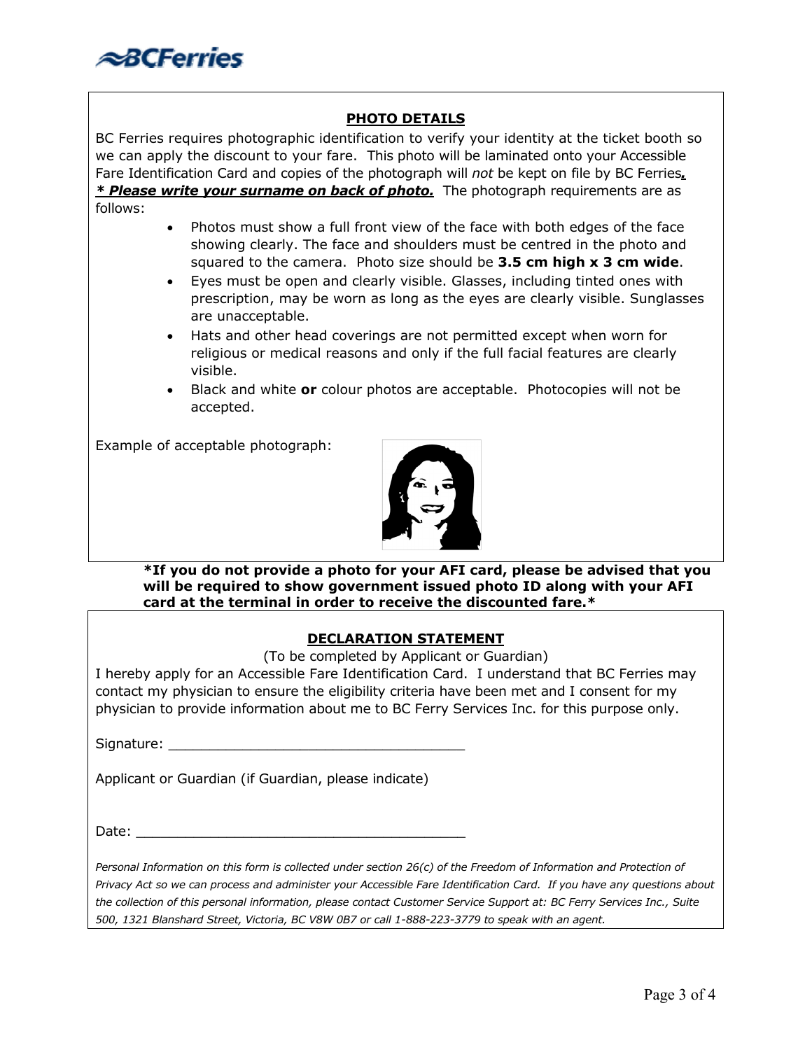## PHOTO DETAILS

BC Ferries requires photographic identification to verify your identity at the ticket booth so we can apply the discount to your fare. This photo will be laminated onto your Accessible Fare Identification Card and copies of the photograph will *not* be kept on file by BC Ferries. ***\* Please write your surname on back of photo.*** The photograph requirements are as follows:

- Photos must show a full front view of the face with both edges of the face showing clearly. The face and shoulders must be centred in the photo and squared to the camera. Photo size should be **3.5 cm high x 3 cm wide**.
- Eyes must be open and clearly visible. Glasses, including tinted ones with prescription, may be worn as long as the eyes are clearly visible. Sunglasses are unacceptable.
- Hats and other head coverings are not permitted except when worn for religious or medical reasons and only if the full facial features are clearly visible.
- Black and white **or** colour photos are acceptable. Photocopies will not be accepted.

Example of acceptable photograph:

**\*If you do not provide a photo for your AFI card, please be advised that you will be required to show government issued photo ID along with your AFI card at the terminal in order to receive the discounted fare.\***

## DECLARATION STATEMENT

(To be completed by Applicant or Guardian)

I hereby apply for an Accessible Fare Identification Card. I understand that BC Ferries may contact my physician to ensure the eligibility criteria have been met and I consent for my physician to provide information about me to BC Ferry Services Inc. for this purpose only.

Signature: ___________________________________

Applicant or Guardian (if Guardian, please indicate)

Date: ________________________________________

*Personal Information on this form is collected under section 26(c) of the Freedom of Information and Protection of Privacy Act so we can process and administer your Accessible Fare Identification Card. If you have any questions about the collection of this personal information, please contact Customer Service Support at: BC Ferry Services Inc., Suite 500, 1321 Blanshard Street, Victoria, BC V8W 0B7 or call 1-888-223-3779 to speak with an agent.*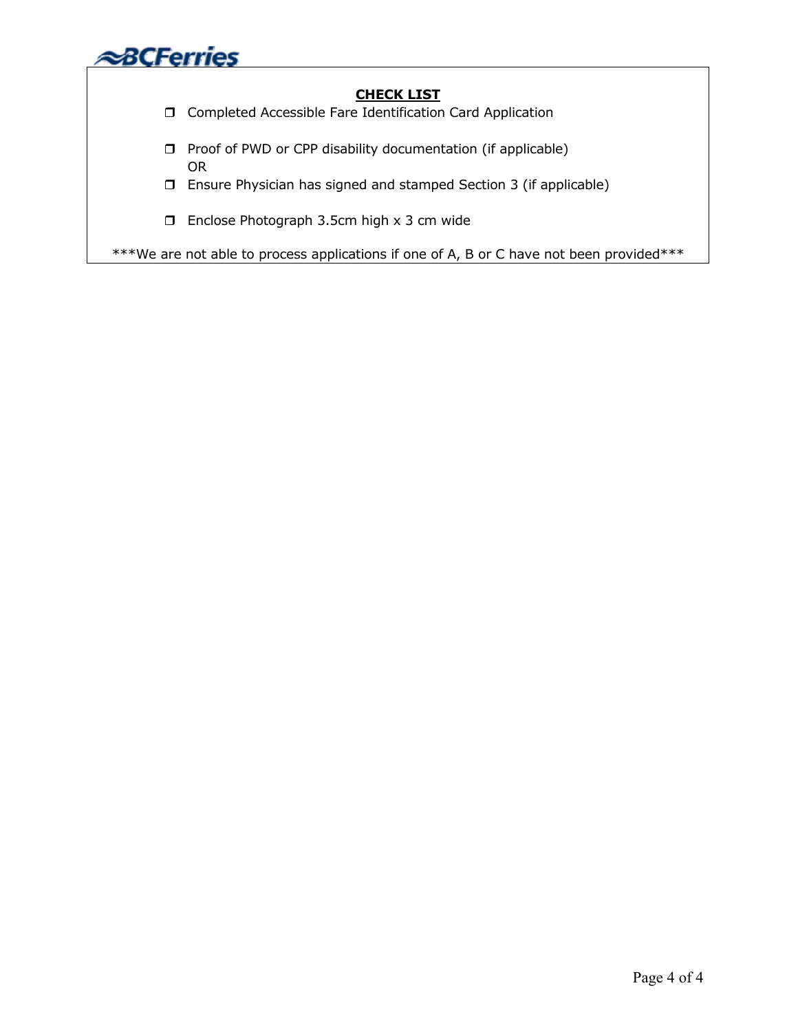BCFerries

## CHECK LIST

- ❒ Completed Accessible Fare Identification Card Application

- ❒ Proof of PWD or CPP disability documentation (if applicable)
  OR
- ❒ Ensure Physician has signed and stamped Section 3 (if applicable)

- ❒ Enclose Photograph 3.5cm high x 3 cm wide

***We are not able to process applications if one of A, B or C have not been provided***